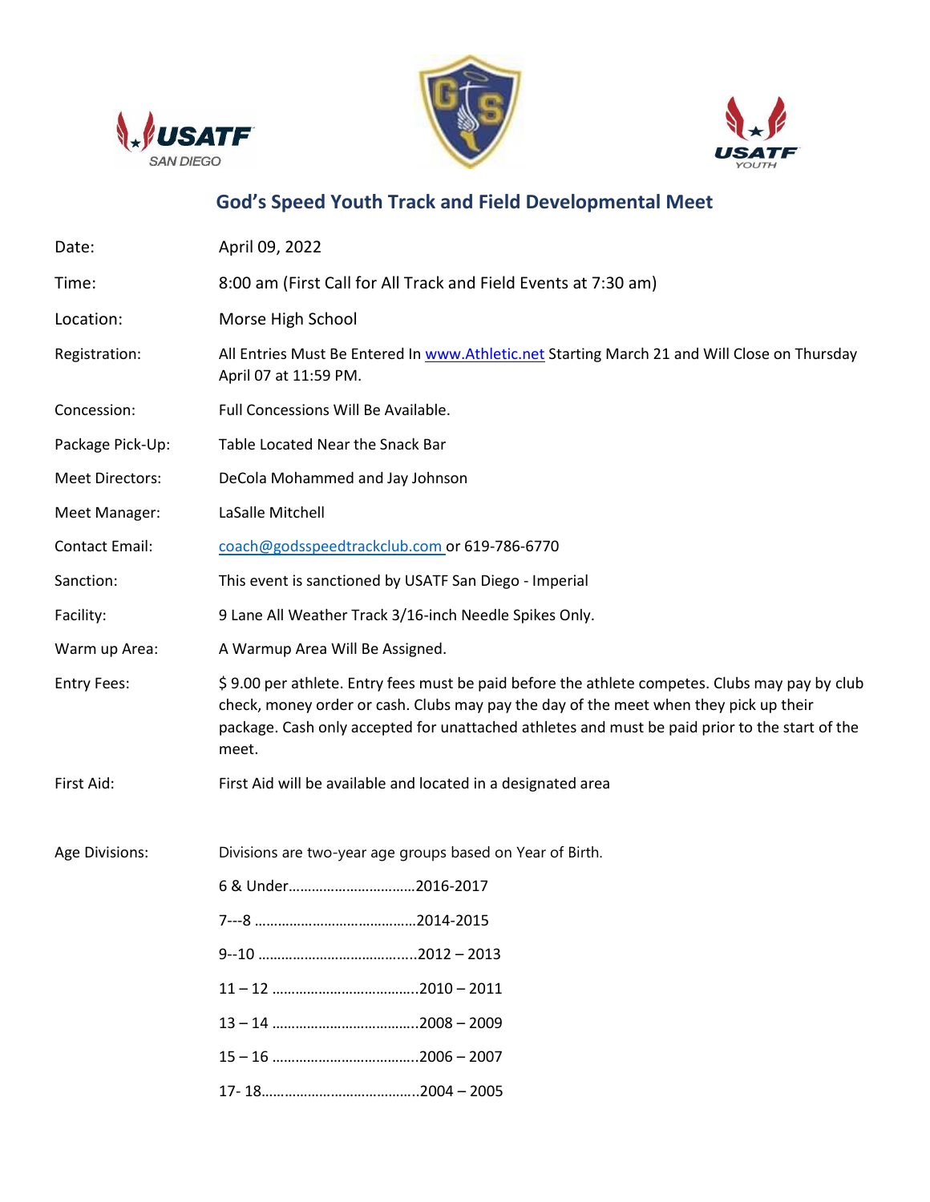# God's Speed Youth Track and Field Developmental Meet

| | |
|---|---|
| Date: | April 09, 2022 |
| Time: | 8:00 am (First Call for All Track and Field Events at 7:30 am) |
| Location: | Morse High School |
| Registration: | All Entries Must Be Entered In www.Athletic.net Starting March 21 and Will Close on Thursday April 07 at 11:59 PM. |
| Concession: | Full Concessions Will Be Available. |
| Package Pick-Up: | Table Located Near the Snack Bar |
| Meet Directors: | DeCola Mohammed and Jay Johnson |
| Meet Manager: | LaSalle Mitchell |
| Contact Email: | coach@godsspeedtrackclub.com or 619-786-6770 |
| Sanction: | This event is sanctioned by USATF San Diego - Imperial |
| Facility: | 9 Lane All Weather Track 3/16-inch Needle Spikes Only. |
| Warm up Area: | A Warmup Area Will Be Assigned. |
| Entry Fees: | $ 9.00 per athlete. Entry fees must be paid before the athlete competes. Clubs may pay by club check, money order or cash. Clubs may pay the day of the meet when they pick up their package. Cash only accepted for unattached athletes and must be paid prior to the start of the meet. |
| First Aid: | First Aid will be available and located in a designated area |

Age Divisions: Divisions are two-year age groups based on Year of Birth.

6 & Under…………………………..2016-2017

7---8 …………………………………..2014-2015

9--10 …………………………….…..2012 – 2013

11 – 12 ………………………………..2010 – 2011

13 – 14 ………………………………..2008 – 2009

15 – 16 ………………………………..2006 – 2007

17- 18…………………………………..2004 – 2005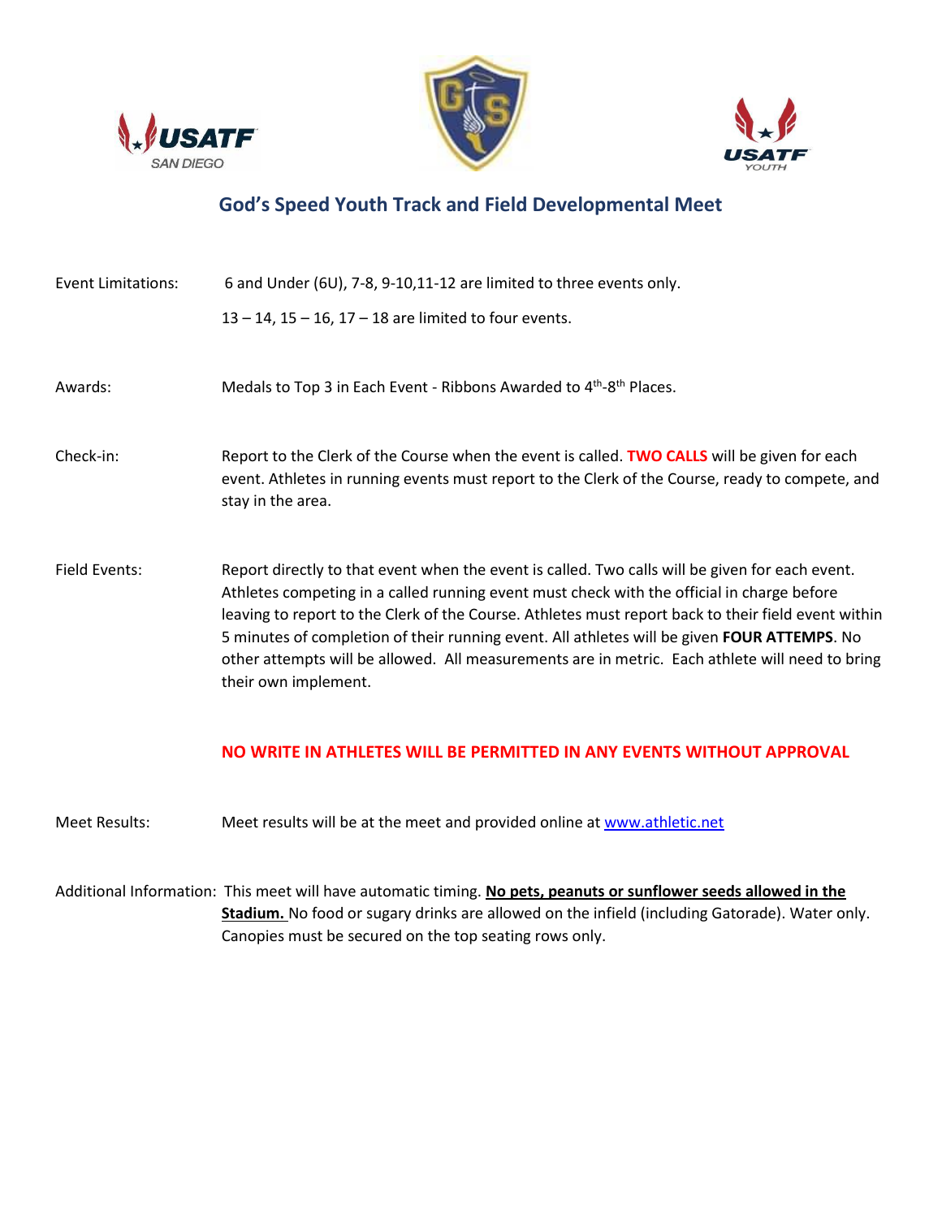# God's Speed Youth Track and Field Developmental Meet

Event Limitations: 6 and Under (6U), 7-8, 9-10,11-12 are limited to three events only.

13 – 14, 15 – 16, 17 – 18 are limited to four events.

Awards: Medals to Top 3 in Each Event - Ribbons Awarded to 4th-8th Places.

Check-in: Report to the Clerk of the Course when the event is called. **TWO CALLS** will be given for each event. Athletes in running events must report to the Clerk of the Course, ready to compete, and stay in the area.

Field Events: Report directly to that event when the event is called. Two calls will be given for each event. Athletes competing in a called running event must check with the official in charge before leaving to report to the Clerk of the Course. Athletes must report back to their field event within 5 minutes of completion of their running event. All athletes will be given **FOUR ATTEMPS**. No other attempts will be allowed. All measurements are in metric. Each athlete will need to bring their own implement.

**NO WRITE IN ATHLETES WILL BE PERMITTED IN ANY EVENTS WITHOUT APPROVAL**

Meet Results: Meet results will be at the meet and provided online at [www.athletic.net](http://www.athletic.net)

Additional Information: This meet will have automatic timing. **No pets, peanuts or sunflower seeds allowed in the Stadium.** No food or sugary drinks are allowed on the infield (including Gatorade). Water only. Canopies must be secured on the top seating rows only.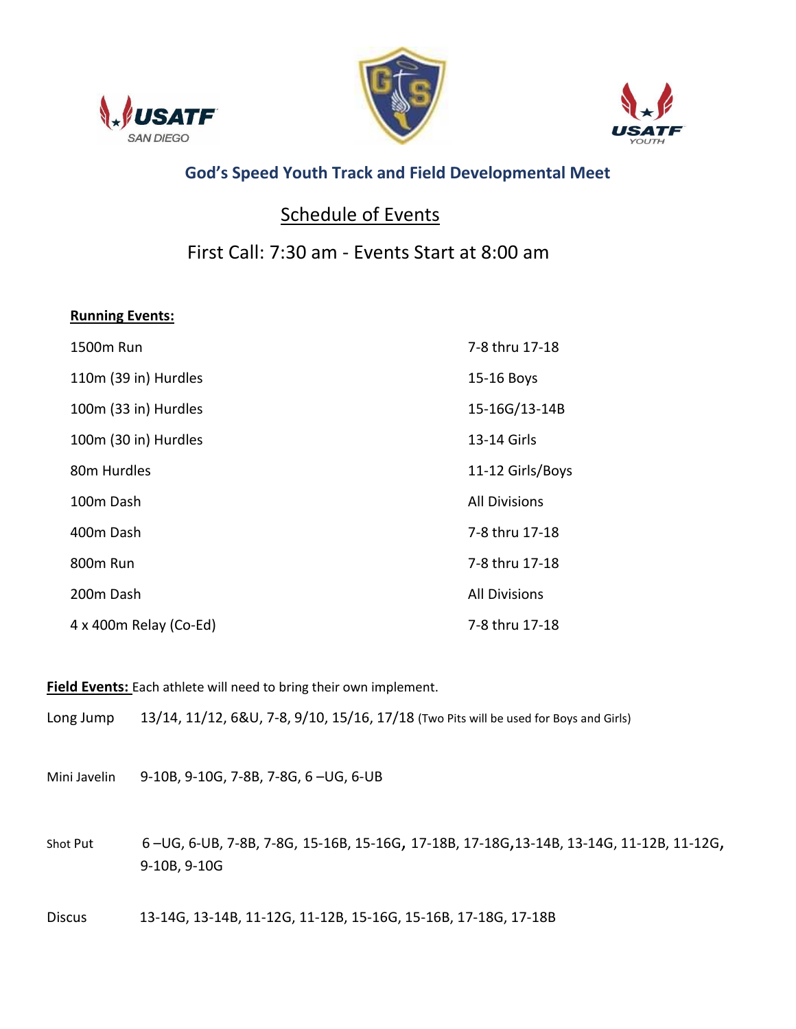## God's Speed Youth Track and Field Developmental Meet

### Schedule of Events

First Call: 7:30 am - Events Start at 8:00 am

**Running Events:**

| | |
|---|---|
| 1500m Run | 7-8 thru 17-18 |
| 110m (39 in) Hurdles | 15-16 Boys |
| 100m (33 in) Hurdles | 15-16G/13-14B |
| 100m (30 in) Hurdles | 13-14 Girls |
| 80m Hurdles | 11-12 Girls/Boys |
| 100m Dash | All Divisions |
| 400m Dash | 7-8 thru 17-18 |
| 800m Run | 7-8 thru 17-18 |
| 200m Dash | All Divisions |
| 4 x 400m Relay (Co-Ed) | 7-8 thru 17-18 |

**Field Events:** Each athlete will need to bring their own implement.

Long Jump 13/14, 11/12, 6&U, 7-8, 9/10, 15/16, 17/18 (Two Pits will be used for Boys and Girls)

Mini Javelin 9-10B, 9-10G, 7-8B, 7-8G, 6 –UG, 6-UB

Shot Put 6 –UG, 6-UB, 7-8B, 7-8G, 15-16B, 15-16G, 17-18B, 17-18G, 13-14B, 13-14G, 11-12B, 11-12G, 9-10B, 9-10G

Discus 13-14G, 13-14B, 11-12G, 11-12B, 15-16G, 15-16B, 17-18G, 17-18B